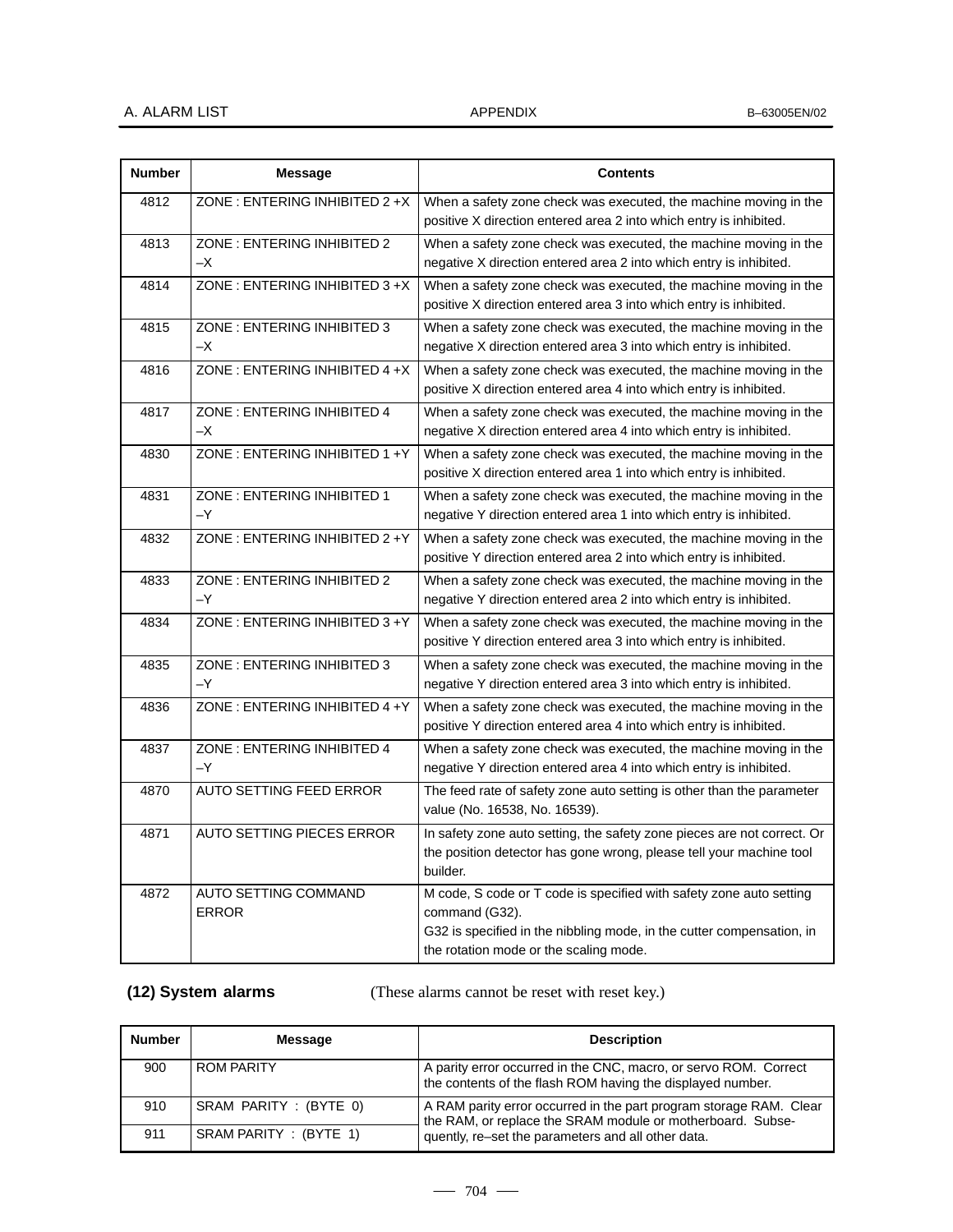| Number | Message | Contents |
|---|---|---|
| 4812 | ZONE : ENTERING INHIBITED 2 +X | When a safety zone check was executed, the machine moving in the positive X direction entered area 2 into which entry is inhibited. |
| 4813 | ZONE : ENTERING INHIBITED 2 –X | When a safety zone check was executed, the machine moving in the negative X direction entered area 2 into which entry is inhibited. |
| 4814 | ZONE : ENTERING INHIBITED 3 +X | When a safety zone check was executed, the machine moving in the positive X direction entered area 3 into which entry is inhibited. |
| 4815 | ZONE : ENTERING INHIBITED 3 –X | When a safety zone check was executed, the machine moving in the negative X direction entered area 3 into which entry is inhibited. |
| 4816 | ZONE : ENTERING INHIBITED 4 +X | When a safety zone check was executed, the machine moving in the positive X direction entered area 4 into which entry is inhibited. |
| 4817 | ZONE : ENTERING INHIBITED 4 –X | When a safety zone check was executed, the machine moving in the negative X direction entered area 4 into which entry is inhibited. |
| 4830 | ZONE : ENTERING INHIBITED 1 +Y | When a safety zone check was executed, the machine moving in the positive X direction entered area 1 into which entry is inhibited. |
| 4831 | ZONE : ENTERING INHIBITED 1 –Y | When a safety zone check was executed, the machine moving in the negative Y direction entered area 1 into which entry is inhibited. |
| 4832 | ZONE : ENTERING INHIBITED 2 +Y | When a safety zone check was executed, the machine moving in the positive Y direction entered area 2 into which entry is inhibited. |
| 4833 | ZONE : ENTERING INHIBITED 2 –Y | When a safety zone check was executed, the machine moving in the negative Y direction entered area 2 into which entry is inhibited. |
| 4834 | ZONE : ENTERING INHIBITED 3 +Y | When a safety zone check was executed, the machine moving in the positive Y direction entered area 3 into which entry is inhibited. |
| 4835 | ZONE : ENTERING INHIBITED 3 –Y | When a safety zone check was executed, the machine moving in the negative Y direction entered area 3 into which entry is inhibited. |
| 4836 | ZONE : ENTERING INHIBITED 4 +Y | When a safety zone check was executed, the machine moving in the positive Y direction entered area 4 into which entry is inhibited. |
| 4837 | ZONE : ENTERING INHIBITED 4 –Y | When a safety zone check was executed, the machine moving in the negative Y direction entered area 4 into which entry is inhibited. |
| 4870 | AUTO SETTING FEED ERROR | The feed rate of safety zone auto setting is other than the parameter value (No. 16538, No. 16539). |
| 4871 | AUTO SETTING PIECES ERROR | In safety zone auto setting, the safety zone pieces are not correct. Or the position detector has gone wrong, please tell your machine tool builder. |
| 4872 | AUTO SETTING COMMAND ERROR | M code, S code or T code is specified with safety zone auto setting command (G32). G32 is specified in the nibbling mode, in the cutter compensation, in the rotation mode or the scaling mode. |

**(12) System alarms** (These alarms cannot be reset with reset key.)

| Number | Message | Description |
|---|---|---|
| 900 | ROM PARITY | A parity error occurred in the CNC, macro, or servo ROM. Correct the contents of the flash ROM having the displayed number. |
| 910 | SRAM PARITY : (BYTE 0) | A RAM parity error occurred in the part program storage RAM. Clear the RAM, or replace the SRAM module or motherboard. Subsequently, re–set the parameters and all other data. |
| 911 | SRAM PARITY : (BYTE 1) | |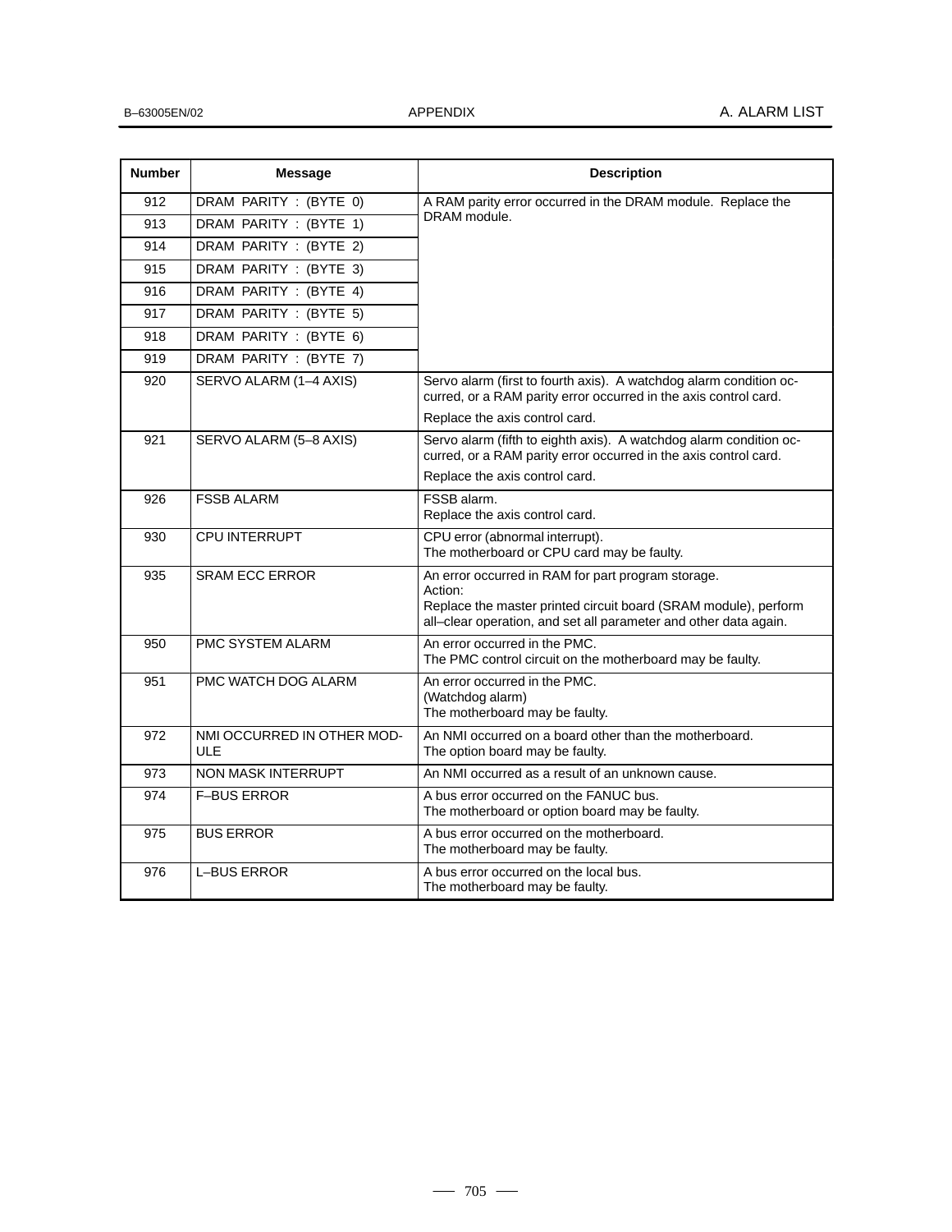| Number | Message | Description |
|---|---|---|
| 912 | DRAM PARITY : (BYTE 0) | A RAM parity error occurred in the DRAM module. Replace the DRAM module. |
| 913 | DRAM PARITY : (BYTE 1) | |
| 914 | DRAM PARITY : (BYTE 2) | |
| 915 | DRAM PARITY : (BYTE 3) | |
| 916 | DRAM PARITY : (BYTE 4) | |
| 917 | DRAM PARITY : (BYTE 5) | |
| 918 | DRAM PARITY : (BYTE 6) | |
| 919 | DRAM PARITY : (BYTE 7) | |
| 920 | SERVO ALARM (1–4 AXIS) | Servo alarm (first to fourth axis). A watchdog alarm condition occurred, or a RAM parity error occurred in the axis control card.<br>Replace the axis control card. |
| 921 | SERVO ALARM (5–8 AXIS) | Servo alarm (fifth to eighth axis). A watchdog alarm condition occurred, or a RAM parity error occurred in the axis control card.<br>Replace the axis control card. |
| 926 | FSSB ALARM | FSSB alarm.<br>Replace the axis control card. |
| 930 | CPU INTERRUPT | CPU error (abnormal interrupt).<br>The motherboard or CPU card may be faulty. |
| 935 | SRAM ECC ERROR | An error occurred in RAM for part program storage.<br>Action:<br>Replace the master printed circuit board (SRAM module), perform all–clear operation, and set all parameter and other data again. |
| 950 | PMC SYSTEM ALARM | An error occurred in the PMC.<br>The PMC control circuit on the motherboard may be faulty. |
| 951 | PMC WATCH DOG ALARM | An error occurred in the PMC.<br>(Watchdog alarm)<br>The motherboard may be faulty. |
| 972 | NMI OCCURRED IN OTHER MODULE | An NMI occurred on a board other than the motherboard.<br>The option board may be faulty. |
| 973 | NON MASK INTERRUPT | An NMI occurred as a result of an unknown cause. |
| 974 | F–BUS ERROR | A bus error occurred on the FANUC bus.<br>The motherboard or option board may be faulty. |
| 975 | BUS ERROR | A bus error occurred on the motherboard.<br>The motherboard may be faulty. |
| 976 | L–BUS ERROR | A bus error occurred on the local bus.<br>The motherboard may be faulty. |